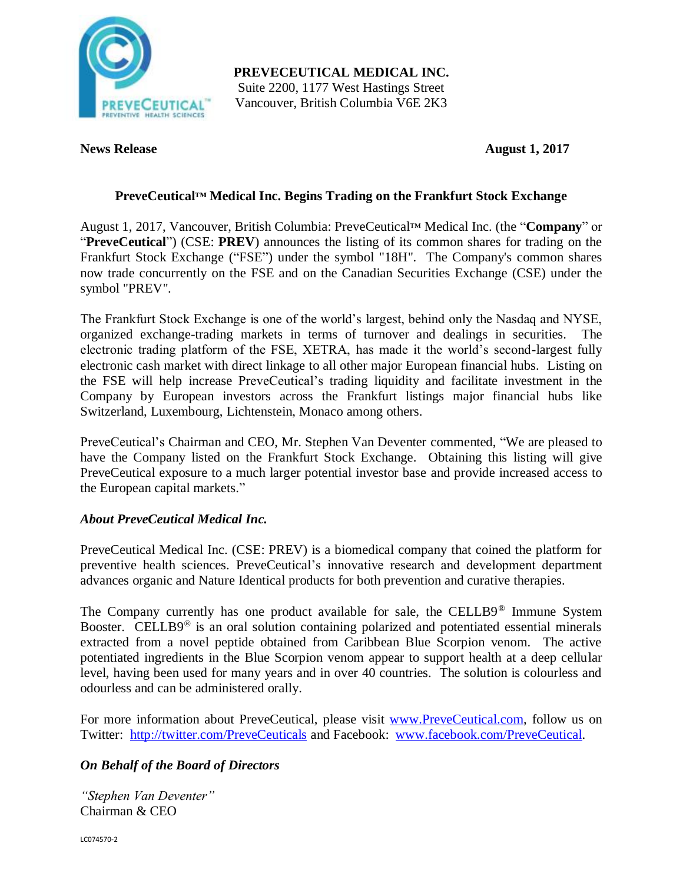**PREVECEUTICAL MEDICAL INC.**
Suite 2200, 1177 West Hastings Street
Vancouver, British Columbia V6E 2K3

**News Release** **August 1, 2017**

## PreveCeutical™ Medical Inc. Begins Trading on the Frankfurt Stock Exchange

August 1, 2017, Vancouver, British Columbia: PreveCeutical™ Medical Inc. (the "**Company**" or "**PreveCeutical**") (CSE: **PREV**) announces the listing of its common shares for trading on the Frankfurt Stock Exchange ("FSE") under the symbol "18H". The Company's common shares now trade concurrently on the FSE and on the Canadian Securities Exchange (CSE) under the symbol "PREV".

The Frankfurt Stock Exchange is one of the world's largest, behind only the Nasdaq and NYSE, organized exchange-trading markets in terms of turnover and dealings in securities. The electronic trading platform of the FSE, XETRA, has made it the world's second-largest fully electronic cash market with direct linkage to all other major European financial hubs. Listing on the FSE will help increase PreveCeutical's trading liquidity and facilitate investment in the Company by European investors across the Frankfurt listings major financial hubs like Switzerland, Luxembourg, Lichtenstein, Monaco among others.

PreveCeutical's Chairman and CEO, Mr. Stephen Van Deventer commented, "We are pleased to have the Company listed on the Frankfurt Stock Exchange. Obtaining this listing will give PreveCeutical exposure to a much larger potential investor base and provide increased access to the European capital markets."

### *About PreveCeutical Medical Inc.*

PreveCeutical Medical Inc. (CSE: PREV) is a biomedical company that coined the platform for preventive health sciences. PreveCeutical's innovative research and development department advances organic and Nature Identical products for both prevention and curative therapies.

The Company currently has one product available for sale, the CELLB9® Immune System Booster. CELLB9® is an oral solution containing polarized and potentiated essential minerals extracted from a novel peptide obtained from Caribbean Blue Scorpion venom. The active potentiated ingredients in the Blue Scorpion venom appear to support health at a deep cellular level, having been used for many years and in over 40 countries. The solution is colourless and odourless and can be administered orally.

For more information about PreveCeutical, please visit www.PreveCeutical.com, follow us on Twitter: http://twitter.com/PreveCeuticals and Facebook: www.facebook.com/PreveCeutical.

### *On Behalf of the Board of Directors*

*"Stephen Van Deventer"*
Chairman & CEO

LC074570-2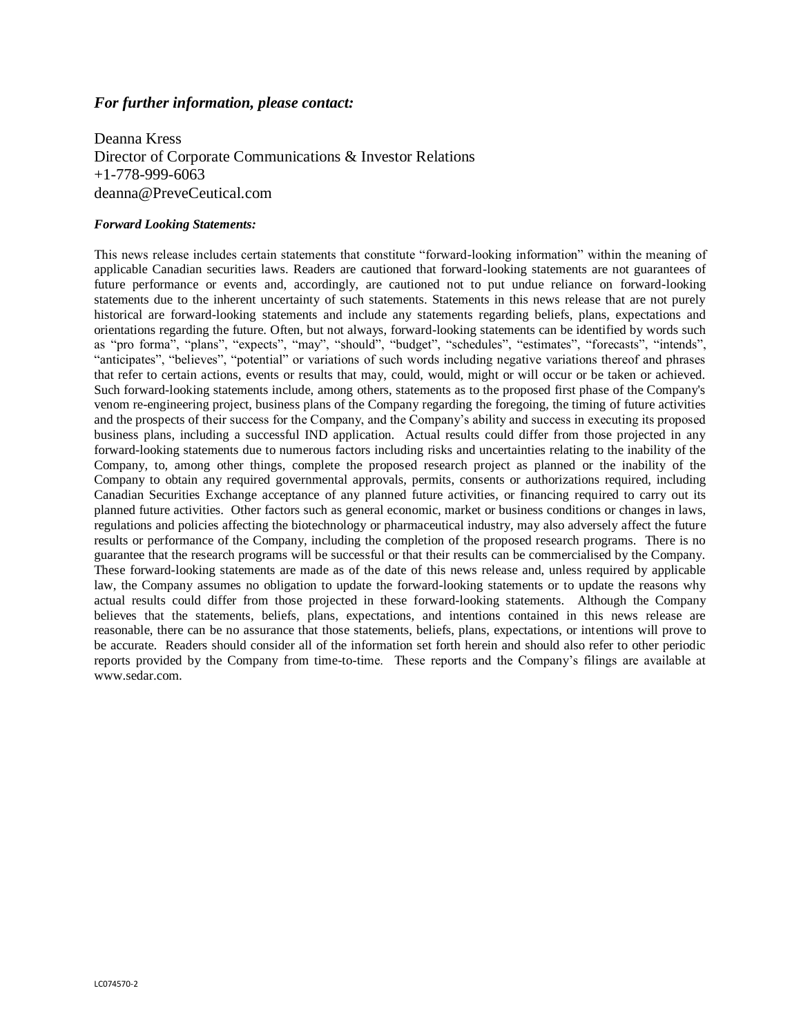***For further information, please contact:***

Deanna Kress
Director of Corporate Communications & Investor Relations
+1-778-999-6063
deanna@PreveCeutical.com

***Forward Looking Statements:***

This news release includes certain statements that constitute "forward-looking information" within the meaning of applicable Canadian securities laws. Readers are cautioned that forward-looking statements are not guarantees of future performance or events and, accordingly, are cautioned not to put undue reliance on forward-looking statements due to the inherent uncertainty of such statements. Statements in this news release that are not purely historical are forward-looking statements and include any statements regarding beliefs, plans, expectations and orientations regarding the future. Often, but not always, forward-looking statements can be identified by words such as "pro forma", "plans", "expects", "may", "should", "budget", "schedules", "estimates", "forecasts", "intends", "anticipates", "believes", "potential" or variations of such words including negative variations thereof and phrases that refer to certain actions, events or results that may, could, would, might or will occur or be taken or achieved. Such forward-looking statements include, among others, statements as to the proposed first phase of the Company's venom re-engineering project, business plans of the Company regarding the foregoing, the timing of future activities and the prospects of their success for the Company, and the Company's ability and success in executing its proposed business plans, including a successful IND application. Actual results could differ from those projected in any forward-looking statements due to numerous factors including risks and uncertainties relating to the inability of the Company, to, among other things, complete the proposed research project as planned or the inability of the Company to obtain any required governmental approvals, permits, consents or authorizations required, including Canadian Securities Exchange acceptance of any planned future activities, or financing required to carry out its planned future activities. Other factors such as general economic, market or business conditions or changes in laws, regulations and policies affecting the biotechnology or pharmaceutical industry, may also adversely affect the future results or performance of the Company, including the completion of the proposed research programs. There is no guarantee that the research programs will be successful or that their results can be commercialised by the Company. These forward-looking statements are made as of the date of this news release and, unless required by applicable law, the Company assumes no obligation to update the forward-looking statements or to update the reasons why actual results could differ from those projected in these forward-looking statements. Although the Company believes that the statements, beliefs, plans, expectations, and intentions contained in this news release are reasonable, there can be no assurance that those statements, beliefs, plans, expectations, or intentions will prove to be accurate. Readers should consider all of the information set forth herein and should also refer to other periodic reports provided by the Company from time-to-time. These reports and the Company's filings are available at www.sedar.com.

LC074570-2